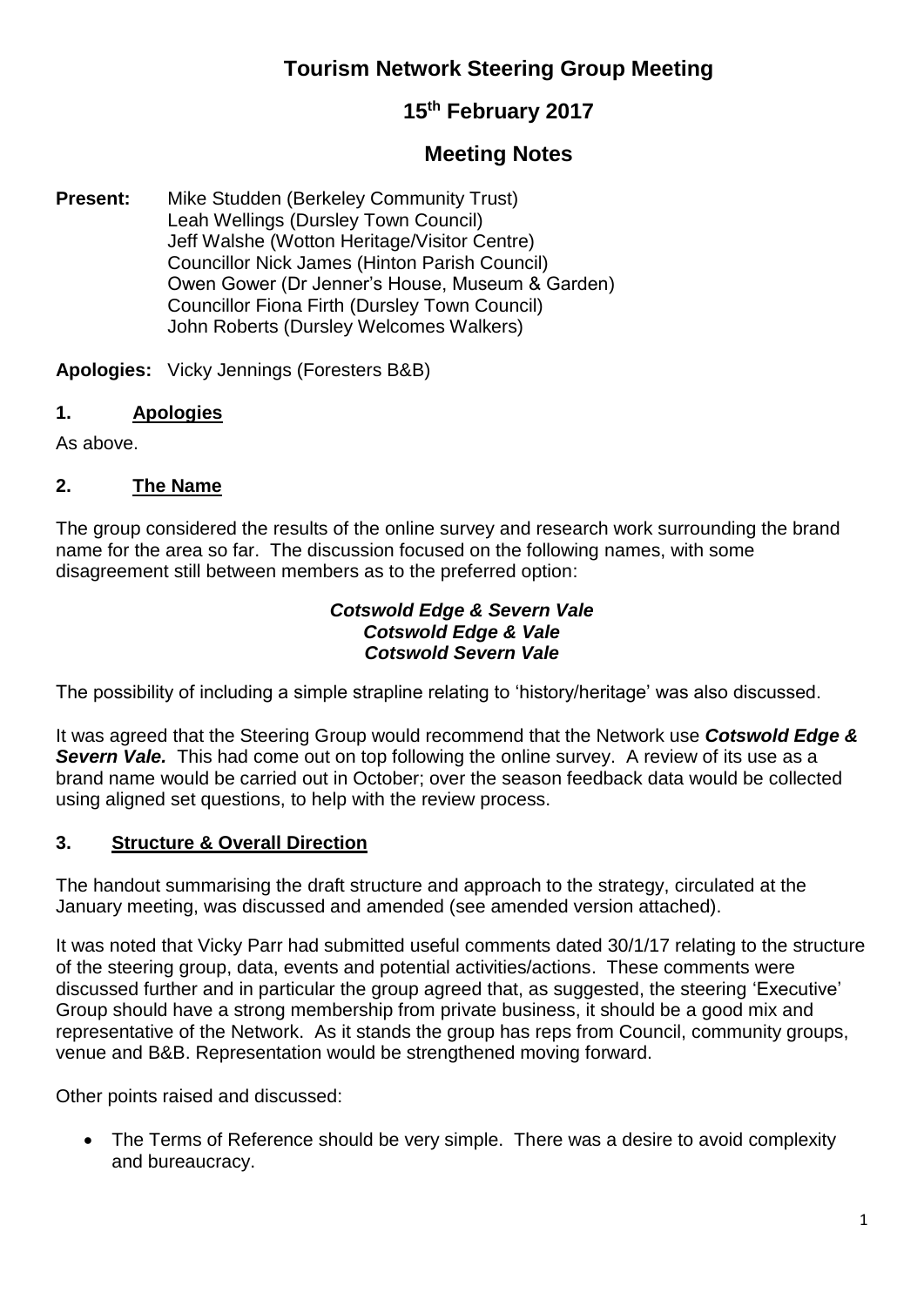# Tourism Network Steering Group Meeting

## 15th February 2017

## Meeting Notes

**Present:** Mike Studden (Berkeley Community Trust)
Leah Wellings (Dursley Town Council)
Jeff Walshe (Wotton Heritage/Visitor Centre)
Councillor Nick James (Hinton Parish Council)
Owen Gower (Dr Jenner's House, Museum & Garden)
Councillor Fiona Firth (Dursley Town Council)
John Roberts (Dursley Welcomes Walkers)

**Apologies:** Vicky Jennings (Foresters B&B)

### 1. Apologies

As above.

### 2. The Name

The group considered the results of the online survey and research work surrounding the brand name for the area so far. The discussion focused on the following names, with some disagreement still between members as to the preferred option:

***Cotswold Edge & Severn Vale***
***Cotswold Edge & Vale***
***Cotswold Severn Vale***

The possibility of including a simple strapline relating to 'history/heritage' was also discussed.

It was agreed that the Steering Group would recommend that the Network use ***Cotswold Edge & Severn Vale.*** This had come out on top following the online survey. A review of its use as a brand name would be carried out in October; over the season feedback data would be collected using aligned set questions, to help with the review process.

### 3. Structure & Overall Direction

The handout summarising the draft structure and approach to the strategy, circulated at the January meeting, was discussed and amended (see amended version attached).

It was noted that Vicky Parr had submitted useful comments dated 30/1/17 relating to the structure of the steering group, data, events and potential activities/actions. These comments were discussed further and in particular the group agreed that, as suggested, the steering 'Executive' Group should have a strong membership from private business, it should be a good mix and representative of the Network. As it stands the group has reps from Council, community groups, venue and B&B. Representation would be strengthened moving forward.

Other points raised and discussed:

- The Terms of Reference should be very simple. There was a desire to avoid complexity and bureaucracy.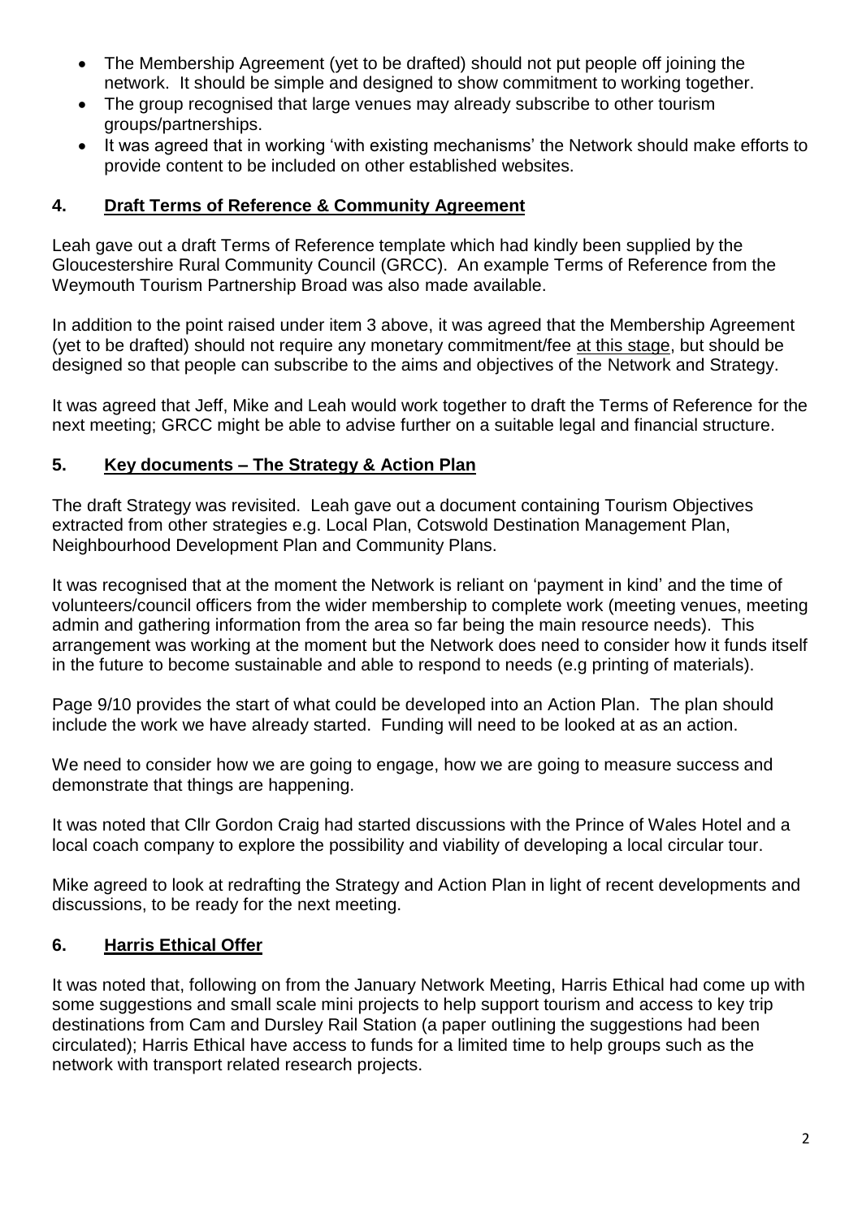- The Membership Agreement (yet to be drafted) should not put people off joining the network. It should be simple and designed to show commitment to working together.
- The group recognised that large venues may already subscribe to other tourism groups/partnerships.
- It was agreed that in working 'with existing mechanisms' the Network should make efforts to provide content to be included on other established websites.

## 4. Draft Terms of Reference & Community Agreement

Leah gave out a draft Terms of Reference template which had kindly been supplied by the Gloucestershire Rural Community Council (GRCC). An example Terms of Reference from the Weymouth Tourism Partnership Broad was also made available.

In addition to the point raised under item 3 above, it was agreed that the Membership Agreement (yet to be drafted) should not require any monetary commitment/fee <u>at this stage</u>, but should be designed so that people can subscribe to the aims and objectives of the Network and Strategy.

It was agreed that Jeff, Mike and Leah would work together to draft the Terms of Reference for the next meeting; GRCC might be able to advise further on a suitable legal and financial structure.

## 5. Key documents – The Strategy & Action Plan

The draft Strategy was revisited. Leah gave out a document containing Tourism Objectives extracted from other strategies e.g. Local Plan, Cotswold Destination Management Plan, Neighbourhood Development Plan and Community Plans.

It was recognised that at the moment the Network is reliant on 'payment in kind' and the time of volunteers/council officers from the wider membership to complete work (meeting venues, meeting admin and gathering information from the area so far being the main resource needs). This arrangement was working at the moment but the Network does need to consider how it funds itself in the future to become sustainable and able to respond to needs (e.g printing of materials).

Page 9/10 provides the start of what could be developed into an Action Plan. The plan should include the work we have already started. Funding will need to be looked at as an action.

We need to consider how we are going to engage, how we are going to measure success and demonstrate that things are happening.

It was noted that Cllr Gordon Craig had started discussions with the Prince of Wales Hotel and a local coach company to explore the possibility and viability of developing a local circular tour.

Mike agreed to look at redrafting the Strategy and Action Plan in light of recent developments and discussions, to be ready for the next meeting.

## 6. Harris Ethical Offer

It was noted that, following on from the January Network Meeting, Harris Ethical had come up with some suggestions and small scale mini projects to help support tourism and access to key trip destinations from Cam and Dursley Rail Station (a paper outlining the suggestions had been circulated); Harris Ethical have access to funds for a limited time to help groups such as the network with transport related research projects.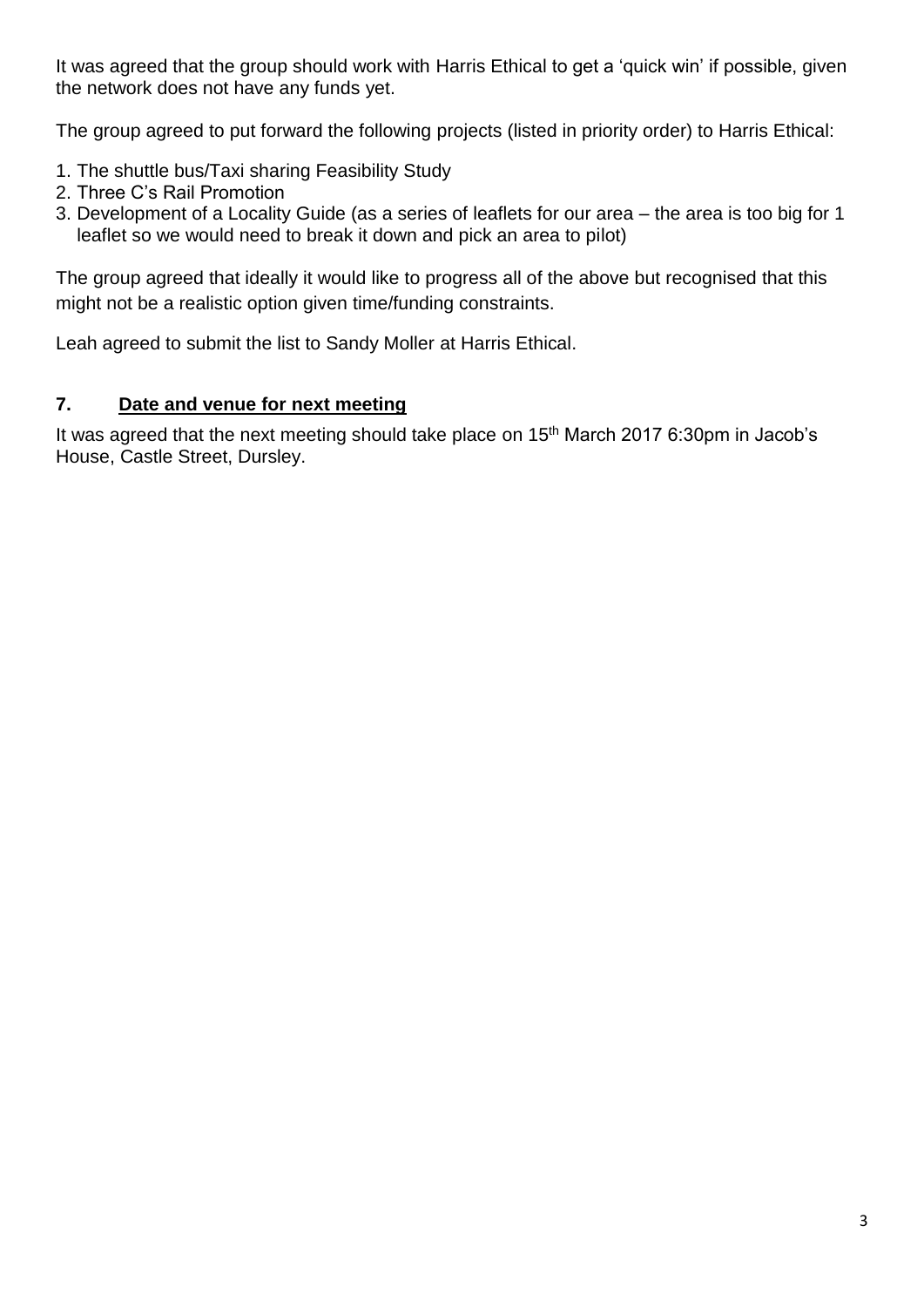It was agreed that the group should work with Harris Ethical to get a 'quick win' if possible, given the network does not have any funds yet.

The group agreed to put forward the following projects (listed in priority order) to Harris Ethical:

1. The shuttle bus/Taxi sharing Feasibility Study
2. Three C's Rail Promotion
3. Development of a Locality Guide (as a series of leaflets for our area – the area is too big for 1 leaflet so we would need to break it down and pick an area to pilot)

The group agreed that ideally it would like to progress all of the above but recognised that this might not be a realistic option given time/funding constraints.

Leah agreed to submit the list to Sandy Moller at Harris Ethical.

## 7. Date and venue for next meeting

It was agreed that the next meeting should take place on 15th March 2017 6:30pm in Jacob's House, Castle Street, Dursley.